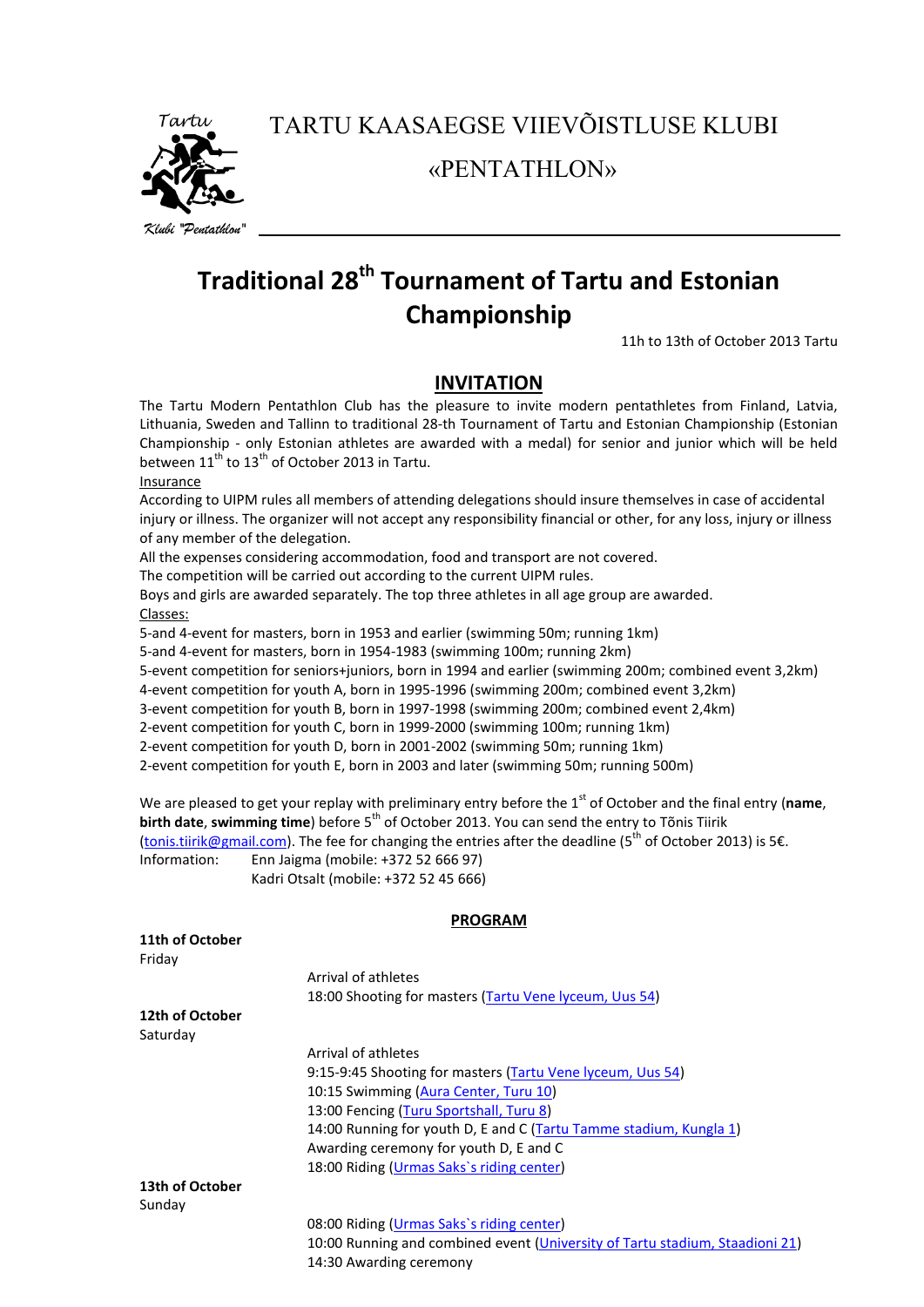TARTU KAASAEGSE VIIEVÕISTLUSE KLUBI

«PENTATHLON»

# Traditional 28th Tournament of Tartu and Estonian Championship

11h to 13th of October 2013 Tartu

## INVITATION

The Tartu Modern Pentathlon Club has the pleasure to invite modern pentathletes from Finland, Latvia, Lithuania, Sweden and Tallinn to traditional 28-th Tournament of Tartu and Estonian Championship (Estonian Championship - only Estonian athletes are awarded with a medal) for senior and junior which will be held between 11th to 13th of October 2013 in Tartu.

Insurance

According to UIPM rules all members of attending delegations should insure themselves in case of accidental injury or illness. The organizer will not accept any responsibility financial or other, for any loss, injury or illness of any member of the delegation.

All the expenses considering accommodation, food and transport are not covered.

The competition will be carried out according to the current UIPM rules.

Boys and girls are awarded separately. The top three athletes in all age group are awarded.

Classes:

5-and 4-event for masters, born in 1953 and earlier (swimming 50m; running 1km)
5-and 4-event for masters, born in 1954-1983 (swimming 100m; running 2km)
5-event competition for seniors+juniors, born in 1994 and earlier (swimming 200m; combined event 3,2km)
4-event competition for youth A, born in 1995-1996 (swimming 200m; combined event 3,2km)
3-event competition for youth B, born in 1997-1998 (swimming 200m; combined event 2,4km)
2-event competition for youth C, born in 1999-2000 (swimming 100m; running 1km)
2-event competition for youth D, born in 2001-2002 (swimming 50m; running 1km)
2-event competition for youth E, born in 2003 and later (swimming 50m; running 500m)

We are pleased to get your replay with preliminary entry before the 1st of October and the final entry (**name**, **birth date**, **swimming time**) before 5th of October 2013. You can send the entry to Tõnis Tiirik (tonis.tiirik@gmail.com). The fee for changing the entries after the deadline (5th of October 2013) is 5€.

Information: Enn Jaigma (mobile: +372 52 666 97)
Kadri Otsalt (mobile: +372 52 45 666)

## PROGRAM

**11th of October**
Friday

Arrival of athletes
18:00 Shooting for masters (Tartu Vene lyceum, Uus 54)

**12th of October**
Saturday

Arrival of athletes
9:15-9:45 Shooting for masters (Tartu Vene lyceum, Uus 54)
10:15 Swimming (Aura Center, Turu 10)
13:00 Fencing (Turu Sportshall, Turu 8)
14:00 Running for youth D, E and C (Tartu Tamme stadium, Kungla 1)
Awarding ceremony for youth D, E and C
18:00 Riding (Urmas Saks`s riding center)

**13th of October**
Sunday

08:00 Riding (Urmas Saks`s riding center)
10:00 Running and combined event (University of Tartu stadium, Staadioni 21)
14:30 Awarding ceremony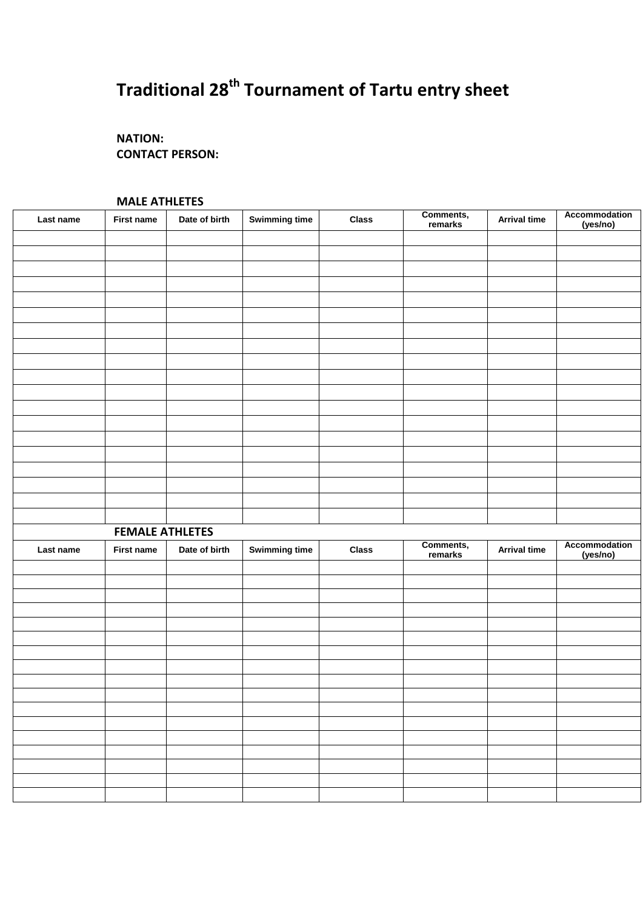# Traditional 28th Tournament of Tartu entry sheet

**NATION:**
**CONTACT PERSON:**

**MALE ATHLETES**

| Last name | First name | Date of birth | Swimming time | Class | Comments, remarks | Arrival time | Accommodation (yes/no) |
|---|---|---|---|---|---|---|---|
| | | | | | | | |
| | | | | | | | |
| | | | | | | | |
| | | | | | | | |
| | | | | | | | |
| | | | | | | | |
| | | | | | | | |
| | | | | | | | |
| | | | | | | | |
| | | | | | | | |
| | | | | | | | |
| | | | | | | | |
| | | | | | | | |
| | | | | | | | |
| | | | | | | | |
| | | | | | | | |
| | | | | | | | |
| | | | | | | | |
| | | | | | | | |

**FEMALE ATHLETES**

| Last name | First name | Date of birth | Swimming time | Class | Comments, remarks | Arrival time | Accommodation (yes/no) |
|---|---|---|---|---|---|---|---|
| | | | | | | | |
| | | | | | | | |
| | | | | | | | |
| | | | | | | | |
| | | | | | | | |
| | | | | | | | |
| | | | | | | | |
| | | | | | | | |
| | | | | | | | |
| | | | | | | | |
| | | | | | | | |
| | | | | | | | |
| | | | | | | | |
| | | | | | | | |
| | | | | | | | |
| | | | | | | | |
| | | | | | | | |